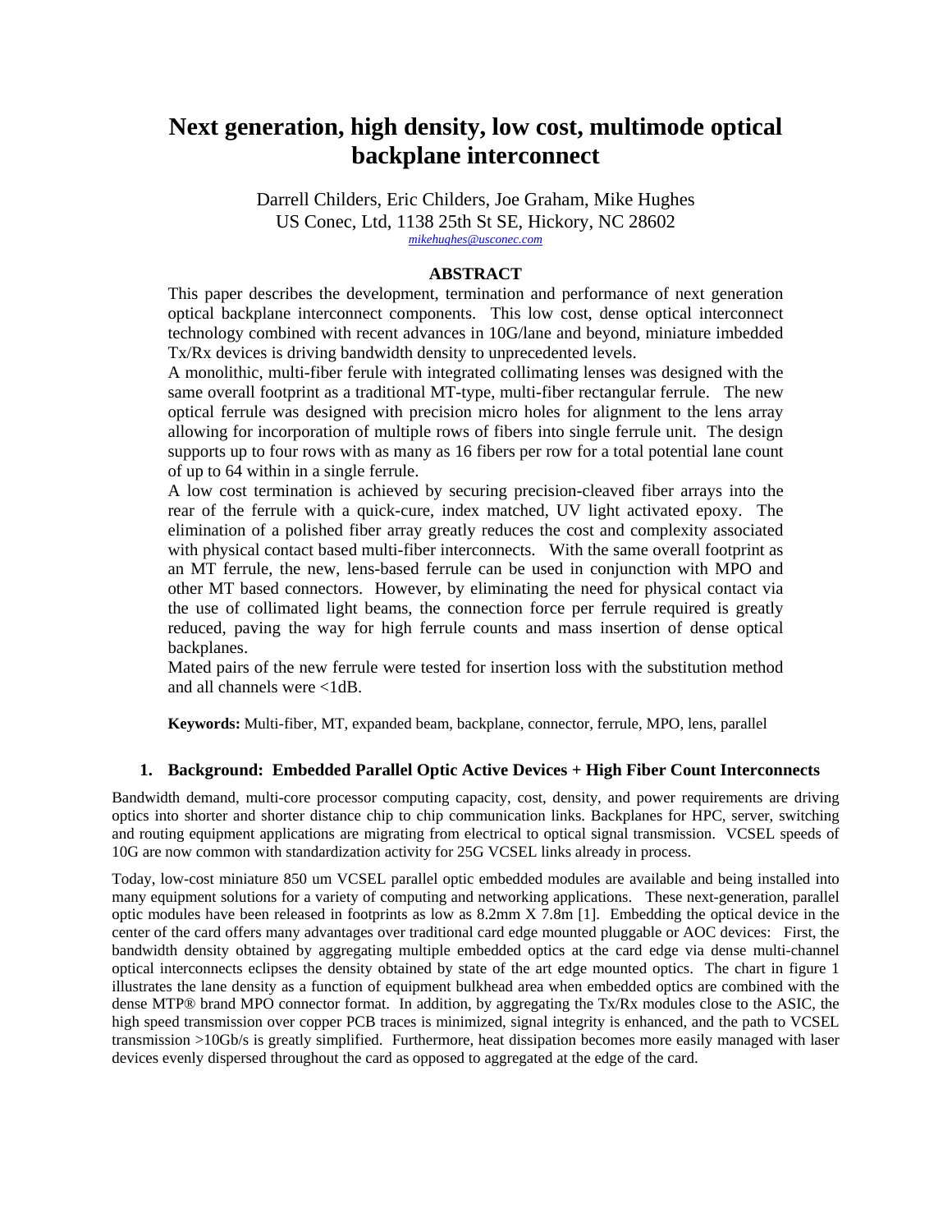# Next generation, high density, low cost, multimode optical backplane interconnect

Darrell Childers, Eric Childers, Joe Graham, Mike Hughes
US Conec, Ltd, 1138 25th St SE, Hickory, NC 28602
mikehughes@usconec.com

## ABSTRACT

This paper describes the development, termination and performance of next generation optical backplane interconnect components. This low cost, dense optical interconnect technology combined with recent advances in 10G/lane and beyond, miniature imbedded Tx/Rx devices is driving bandwidth density to unprecedented levels.

A monolithic, multi-fiber ferule with integrated collimating lenses was designed with the same overall footprint as a traditional MT-type, multi-fiber rectangular ferrule. The new optical ferrule was designed with precision micro holes for alignment to the lens array allowing for incorporation of multiple rows of fibers into single ferrule unit. The design supports up to four rows with as many as 16 fibers per row for a total potential lane count of up to 64 within in a single ferrule.

A low cost termination is achieved by securing precision-cleaved fiber arrays into the rear of the ferrule with a quick-cure, index matched, UV light activated epoxy. The elimination of a polished fiber array greatly reduces the cost and complexity associated with physical contact based multi-fiber interconnects. With the same overall footprint as an MT ferrule, the new, lens-based ferrule can be used in conjunction with MPO and other MT based connectors. However, by eliminating the need for physical contact via the use of collimated light beams, the connection force per ferrule required is greatly reduced, paving the way for high ferrule counts and mass insertion of dense optical backplanes.

Mated pairs of the new ferrule were tested for insertion loss with the substitution method and all channels were <1dB.

**Keywords:** Multi-fiber, MT, expanded beam, backplane, connector, ferrule, MPO, lens, parallel

## 1. Background: Embedded Parallel Optic Active Devices + High Fiber Count Interconnects

Bandwidth demand, multi-core processor computing capacity, cost, density, and power requirements are driving optics into shorter and shorter distance chip to chip communication links. Backplanes for HPC, server, switching and routing equipment applications are migrating from electrical to optical signal transmission. VCSEL speeds of 10G are now common with standardization activity for 25G VCSEL links already in process.

Today, low-cost miniature 850 um VCSEL parallel optic embedded modules are available and being installed into many equipment solutions for a variety of computing and networking applications. These next-generation, parallel optic modules have been released in footprints as low as 8.2mm X 7.8m [1]. Embedding the optical device in the center of the card offers many advantages over traditional card edge mounted pluggable or AOC devices: First, the bandwidth density obtained by aggregating multiple embedded optics at the card edge via dense multi-channel optical interconnects eclipses the density obtained by state of the art edge mounted optics. The chart in figure 1 illustrates the lane density as a function of equipment bulkhead area when embedded optics are combined with the dense MTP® brand MPO connector format. In addition, by aggregating the Tx/Rx modules close to the ASIC, the high speed transmission over copper PCB traces is minimized, signal integrity is enhanced, and the path to VCSEL transmission >10Gb/s is greatly simplified. Furthermore, heat dissipation becomes more easily managed with laser devices evenly dispersed throughout the card as opposed to aggregated at the edge of the card.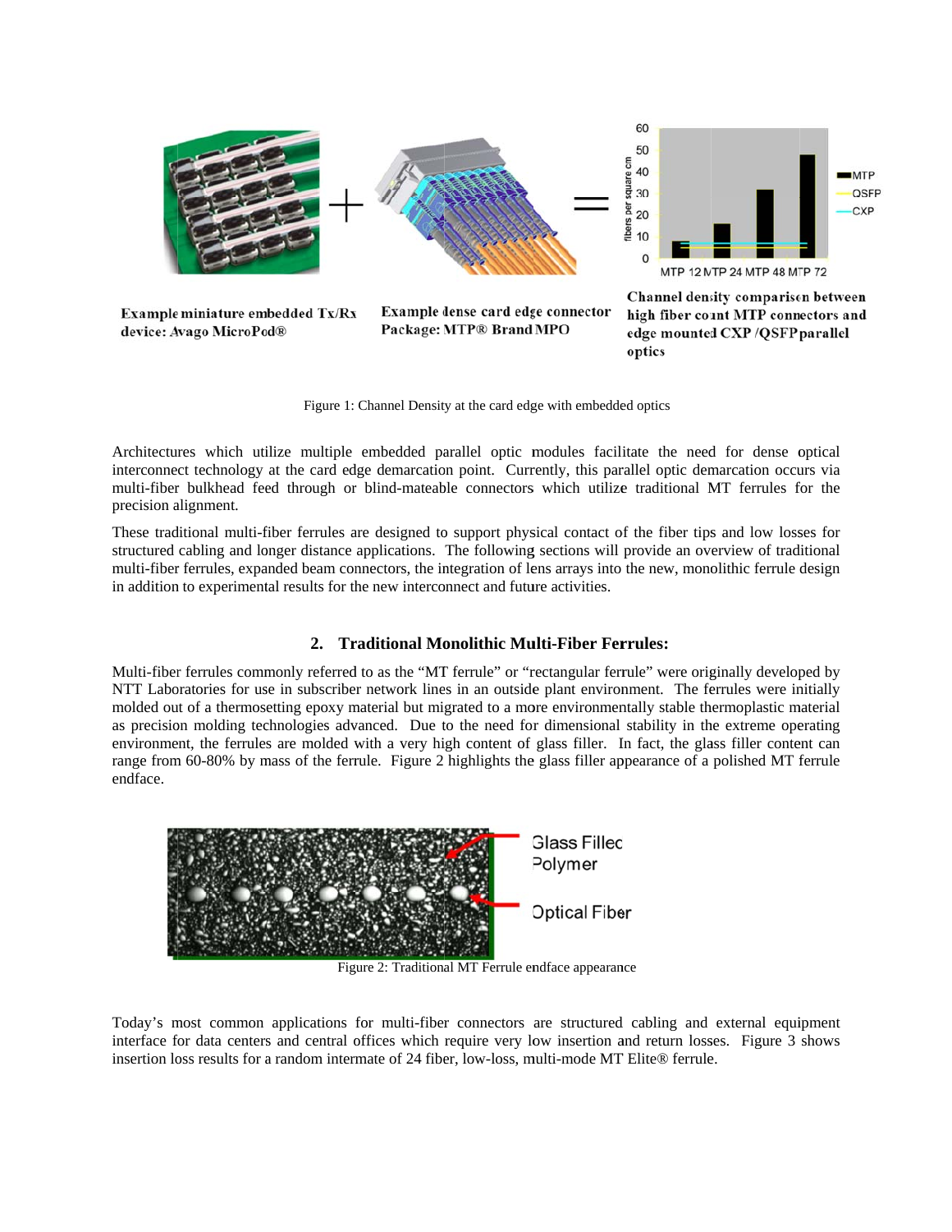Example miniature embedded Tx/Rx device: Avago MicroPod®

Example dense card edge connector Package: MTP® Brand MPO

Channel density comparison between high fiber count MTP connectors and edge mounted CXP /QSFP parallel optics

Figure 1: Channel Density at the card edge with embedded optics

Architectures which utilize multiple embedded parallel optic modules facilitate the need for dense optical interconnect technology at the card edge demarcation point. Currently, this parallel optic demarcation occurs via multi-fiber bulkhead feed through or blind-mateable connectors which utilize traditional MT ferrules for the precision alignment.

These traditional multi-fiber ferrules are designed to support physical contact of the fiber tips and low losses for structured cabling and longer distance applications. The following sections will provide an overview of traditional multi-fiber ferrules, expanded beam connectors, the integration of lens arrays into the new, monolithic ferrule design in addition to experimental results for the new interconnect and future activities.

## 2. Traditional Monolithic Multi-Fiber Ferrules:

Multi-fiber ferrules commonly referred to as the "MT ferrule" or "rectangular ferrule" were originally developed by NTT Laboratories for use in subscriber network lines in an outside plant environment. The ferrules were initially molded out of a thermosetting epoxy material but migrated to a more environmentally stable thermoplastic material as precision molding technologies advanced. Due to the need for dimensional stability in the extreme operating environment, the ferrules are molded with a very high content of glass filler. In fact, the glass filler content can range from 60-80% by mass of the ferrule. Figure 2 highlights the glass filler appearance of a polished MT ferrule endface.

Figure 2: Traditional MT Ferrule endface appearance

Today's most common applications for multi-fiber connectors are structured cabling and external equipment interface for data centers and central offices which require very low insertion and return losses. Figure 3 shows insertion loss results for a random intermate of 24 fiber, low-loss, multi-mode MT Elite® ferrule.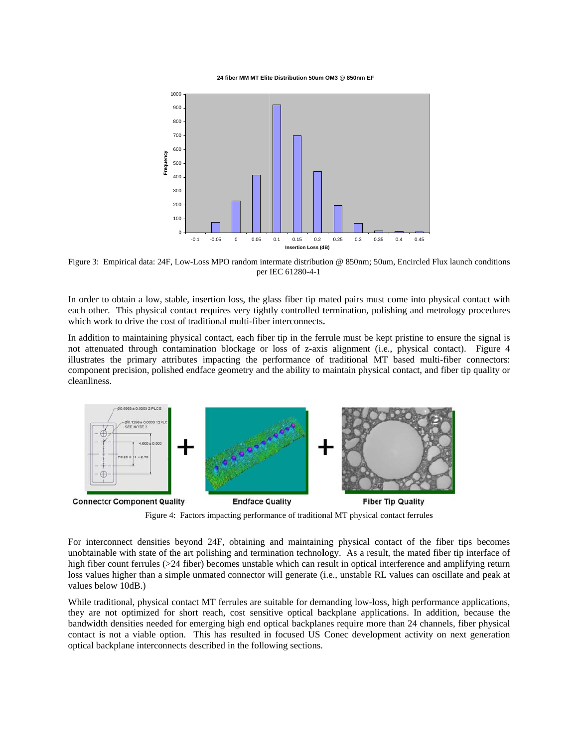Figure 3: Empirical data: 24F, Low-Loss MPO random intermate distribution @ 850nm; 50um, Encircled Flux launch conditions per IEC 61280-4-1

In order to obtain a low, stable, insertion loss, the glass fiber tip mated pairs must come into physical contact with each other. This physical contact requires very tightly controlled termination, polishing and metrology procedures which work to drive the cost of traditional multi-fiber interconnects.

In addition to maintaining physical contact, each fiber tip in the ferrule must be kept pristine to ensure the signal is not attenuated through contamination blockage or loss of z-axis alignment (i.e., physical contact). Figure 4 illustrates the primary attributes impacting the performance of traditional MT based multi-fiber connectors: component precision, polished endface geometry and the ability to maintain physical contact, and fiber tip quality or cleanliness.

Figure 4: Factors impacting performance of traditional MT physical contact ferrules

For interconnect densities beyond 24F, obtaining and maintaining physical contact of the fiber tips becomes unobtainable with state of the art polishing and termination technology. As a result, the mated fiber tip interface of high fiber count ferrules (>24 fiber) becomes unstable which can result in optical interference and amplifying return loss values higher than a simple unmated connector will generate (i.e., unstable RL values can oscillate and peak at values below 10dB.)

While traditional, physical contact MT ferrules are suitable for demanding low-loss, high performance applications, they are not optimized for short reach, cost sensitive optical backplane applications. In addition, because the bandwidth densities needed for emerging high end optical backplanes require more than 24 channels, fiber physical contact is not a viable option. This has resulted in focused US Conec development activity on next generation optical backplane interconnects described in the following sections.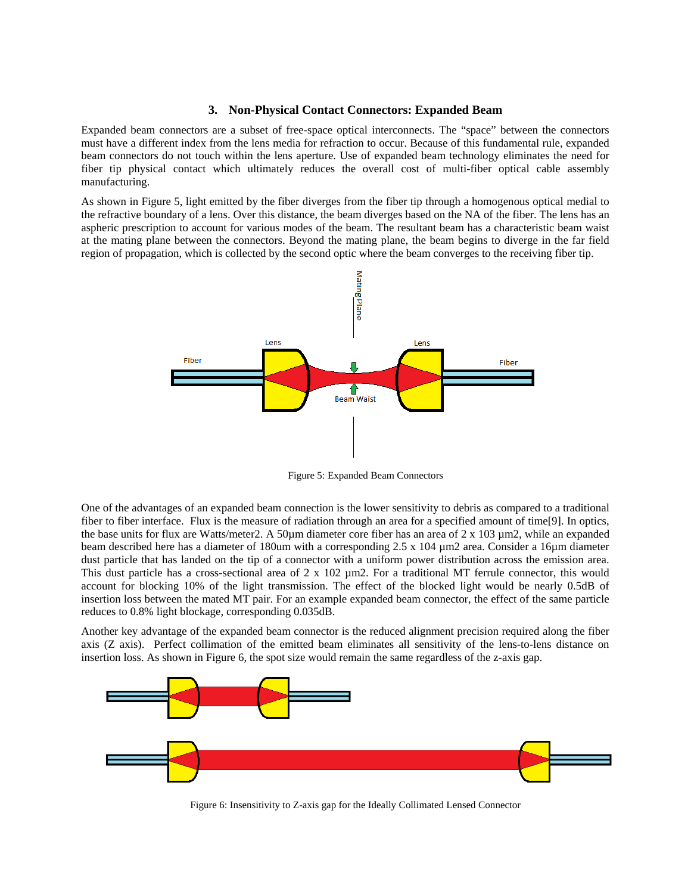### 3. Non-Physical Contact Connectors: Expanded Beam

Expanded beam connectors are a subset of free-space optical interconnects. The "space" between the connectors must have a different index from the lens media for refraction to occur. Because of this fundamental rule, expanded beam connectors do not touch within the lens aperture. Use of expanded beam technology eliminates the need for fiber tip physical contact which ultimately reduces the overall cost of multi-fiber optical cable assembly manufacturing.

As shown in Figure 5, light emitted by the fiber diverges from the fiber tip through a homogenous optical medial to the refractive boundary of a lens. Over this distance, the beam diverges based on the NA of the fiber. The lens has an aspheric prescription to account for various modes of the beam. The resultant beam has a characteristic beam waist at the mating plane between the connectors. Beyond the mating plane, the beam begins to diverge in the far field region of propagation, which is collected by the second optic where the beam converges to the receiving fiber tip.

Figure 5: Expanded Beam Connectors

One of the advantages of an expanded beam connection is the lower sensitivity to debris as compared to a traditional fiber to fiber interface. Flux is the measure of radiation through an area for a specified amount of time[9]. In optics, the base units for flux are Watts/meter2. A 50µm diameter core fiber has an area of 2 x 103 µm2, while an expanded beam described here has a diameter of 180um with a corresponding 2.5 x 104 µm2 area. Consider a 16µm diameter dust particle that has landed on the tip of a connector with a uniform power distribution across the emission area. This dust particle has a cross-sectional area of 2 x 102 µm2. For a traditional MT ferrule connector, this would account for blocking 10% of the light transmission. The effect of the blocked light would be nearly 0.5dB of insertion loss between the mated MT pair. For an example expanded beam connector, the effect of the same particle reduces to 0.8% light blockage, corresponding 0.035dB.

Another key advantage of the expanded beam connector is the reduced alignment precision required along the fiber axis (Z axis). Perfect collimation of the emitted beam eliminates all sensitivity of the lens-to-lens distance on insertion loss. As shown in Figure 6, the spot size would remain the same regardless of the z-axis gap.

Figure 6: Insensitivity to Z-axis gap for the Ideally Collimated Lensed Connector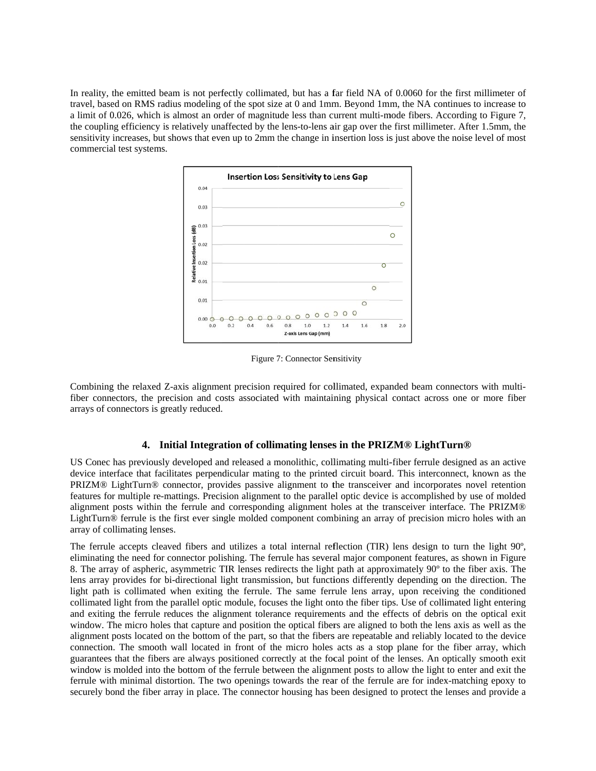In reality, the emitted beam is not perfectly collimated, but has a far field NA of 0.0060 for the first millimeter of travel, based on RMS radius modeling of the spot size at 0 and 1mm. Beyond 1mm, the NA continues to increase to a limit of 0.026, which is almost an order of magnitude less than current multi-mode fibers. According to Figure 7, the coupling efficiency is relatively unaffected by the lens-to-lens air gap over the first millimeter. After 1.5mm, the sensitivity increases, but shows that even up to 2mm the change in insertion loss is just above the noise level of most commercial test systems.

Figure 7: Connector Sensitivity

Combining the relaxed Z-axis alignment precision required for collimated, expanded beam connectors with multi-fiber connectors, the precision and costs associated with maintaining physical contact across one or more fiber arrays of connectors is greatly reduced.

## 4. Initial Integration of collimating lenses in the PRIZM® LightTurn®

US Conec has previously developed and released a monolithic, collimating multi-fiber ferrule designed as an active device interface that facilitates perpendicular mating to the printed circuit board. This interconnect, known as the PRIZM® LightTurn® connector, provides passive alignment to the transceiver and incorporates novel retention features for multiple re-mattings. Precision alignment to the parallel optic device is accomplished by use of molded alignment posts within the ferrule and corresponding alignment holes at the transceiver interface. The PRIZM® LightTurn® ferrule is the first ever single molded component combining an array of precision micro holes with an array of collimating lenses.

The ferrule accepts cleaved fibers and utilizes a total internal reflection (TIR) lens design to turn the light 90º, eliminating the need for connector polishing. The ferrule has several major component features, as shown in Figure 8. The array of aspheric, asymmetric TIR lenses redirects the light path at approximately 90º to the fiber axis. The lens array provides for bi-directional light transmission, but functions differently depending on the direction. The light path is collimated when exiting the ferrule. The same ferrule lens array, upon receiving the conditioned collimated light from the parallel optic module, focuses the light onto the fiber tips. Use of collimated light entering and exiting the ferrule reduces the alignment tolerance requirements and the effects of debris on the optical exit window. The micro holes that capture and position the optical fibers are aligned to both the lens axis as well as the alignment posts located on the bottom of the part, so that the fibers are repeatable and reliably located to the device connection. The smooth wall located in front of the micro holes acts as a stop plane for the fiber array, which guarantees that the fibers are always positioned correctly at the focal point of the lenses. An optically smooth exit window is molded into the bottom of the ferrule between the alignment posts to allow the light to enter and exit the ferrule with minimal distortion. The two openings towards the rear of the ferrule are for index-matching epoxy to securely bond the fiber array in place. The connector housing has been designed to protect the lenses and provide a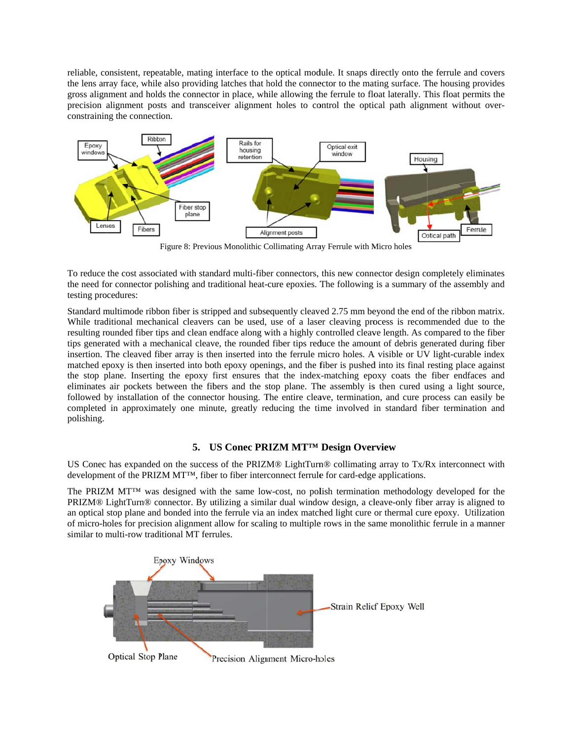reliable, consistent, repeatable, mating interface to the optical module. It snaps directly onto the ferrule and covers the lens array face, while also providing latches that hold the connector to the mating surface. The housing provides gross alignment and holds the connector in place, while allowing the ferrule to float laterally. This float permits the precision alignment posts and transceiver alignment holes to control the optical path alignment without over-constraining the connection.

Figure 8: Previous Monolithic Collimating Array Ferrule with Micro holes

To reduce the cost associated with standard multi-fiber connectors, this new connector design completely eliminates the need for connector polishing and traditional heat-cure epoxies. The following is a summary of the assembly and testing procedures:

Standard multimode ribbon fiber is stripped and subsequently cleaved 2.75 mm beyond the end of the ribbon matrix. While traditional mechanical cleavers can be used, use of a laser cleaving process is recommended due to the resulting rounded fiber tips and clean endface along with a highly controlled cleave length. As compared to the fiber tips generated with a mechanical cleave, the rounded fiber tips reduce the amount of debris generated during fiber insertion. The cleaved fiber array is then inserted into the ferrule micro holes. A visible or UV light-curable index matched epoxy is then inserted into both epoxy openings, and the fiber is pushed into its final resting place against the stop plane. Inserting the epoxy first ensures that the index-matching epoxy coats the fiber endfaces and eliminates air pockets between the fibers and the stop plane. The assembly is then cured using a light source, followed by installation of the connector housing. The entire cleave, termination, and cure process can easily be completed in approximately one minute, greatly reducing the time involved in standard fiber termination and polishing.

## 5. US Conec PRIZM MT™ Design Overview

US Conec has expanded on the success of the PRIZM® LightTurn® collimating array to Tx/Rx interconnect with development of the PRIZM MT™, fiber to fiber interconnect ferrule for card-edge applications.

The PRIZM MT™ was designed with the same low-cost, no polish termination methodology developed for the PRIZM® LightTurn® connector. By utilizing a similar dual window design, a cleave-only fiber array is aligned to an optical stop plane and bonded into the ferrule via an index matched light cure or thermal cure epoxy. Utilization of micro-holes for precision alignment allow for scaling to multiple rows in the same monolithic ferrule in a manner similar to multi-row traditional MT ferrules.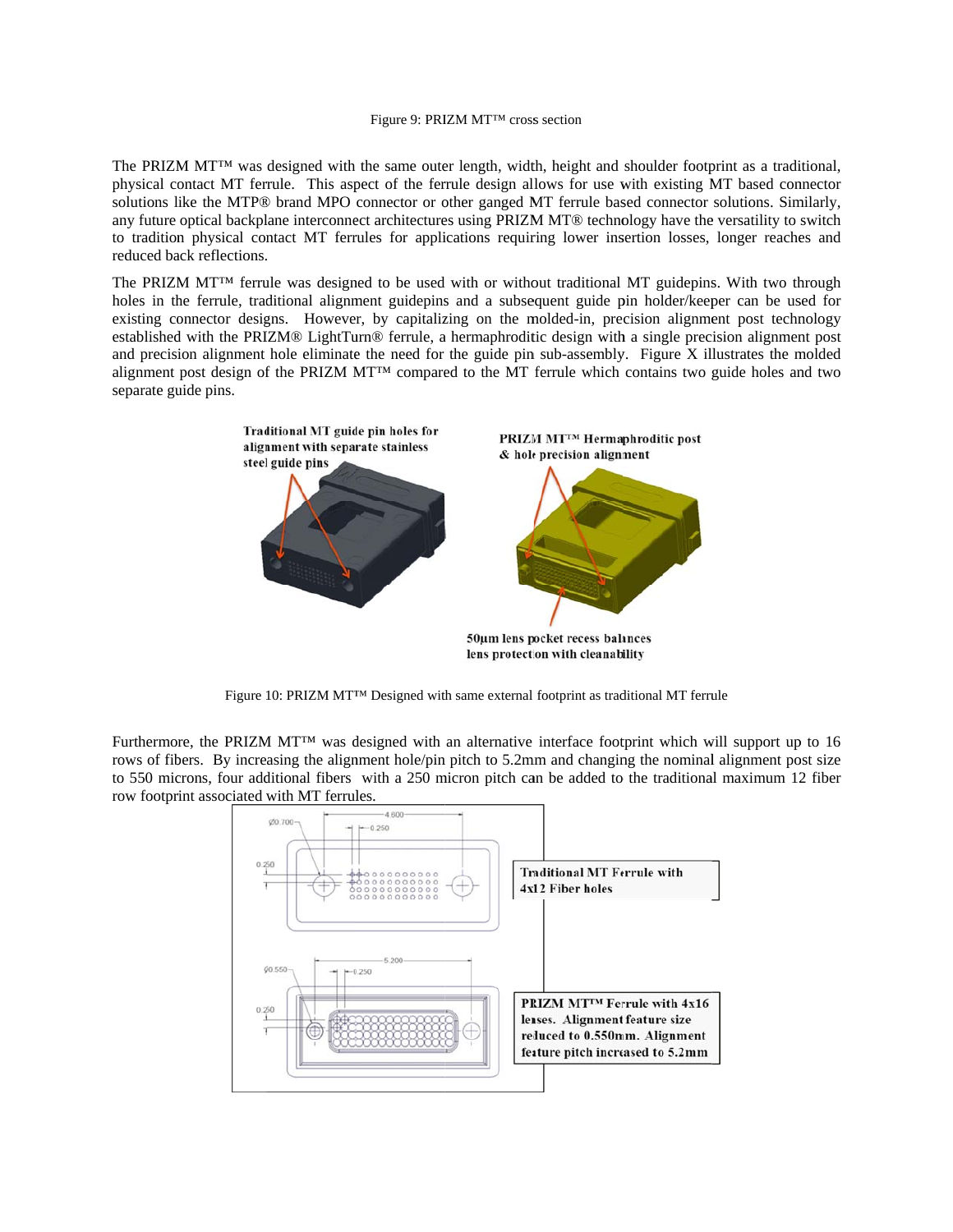Figure 9: PRIZM MT™ cross section

The PRIZM MT™ was designed with the same outer length, width, height and shoulder footprint as a traditional, physical contact MT ferrule. This aspect of the ferrule design allows for use with existing MT based connector solutions like the MTP® brand MPO connector or other ganged MT ferrule based connector solutions. Similarly, any future optical backplane interconnect architectures using PRIZM MT® technology have the versatility to switch to tradition physical contact MT ferrules for applications requiring lower insertion losses, longer reaches and reduced back reflections.

The PRIZM MT™ ferrule was designed to be used with or without traditional MT guidepins. With two through holes in the ferrule, traditional alignment guidepins and a subsequent guide pin holder/keeper can be used for existing connector designs. However, by capitalizing on the molded-in, precision alignment post technology established with the PRIZM® LightTurn® ferrule, a hermaphroditic design with a single precision alignment post and precision alignment hole eliminate the need for the guide pin sub-assembly. Figure X illustrates the molded alignment post design of the PRIZM MT™ compared to the MT ferrule which contains two guide holes and two separate guide pins.

Traditional MT guide pin holes for alignment with separate stainless steel guide pins

PRIZM MT™ Hermaphroditic post & hole precision alignment

50µm lens pocket recess balances lens protection with cleanability

Figure 10: PRIZM MT™ Designed with same external footprint as traditional MT ferrule

Furthermore, the PRIZM MT™ was designed with an alternative interface footprint which will support up to 16 rows of fibers. By increasing the alignment hole/pin pitch to 5.2mm and changing the nominal alignment post size to 550 microns, four additional fibers with a 250 micron pitch can be added to the traditional maximum 12 fiber row footprint associated with MT ferrules.

Ø0.700 4.600 0.250 0.250

Traditional MT Ferrule with 4x12 Fiber holes

Ø0.550 5.200 0.250 0.250

PRIZM MT™ Ferrule with 4x16 lenses. Alignment feature size reduced to 0.550mm. Alignment feature pitch increased to 5.2mm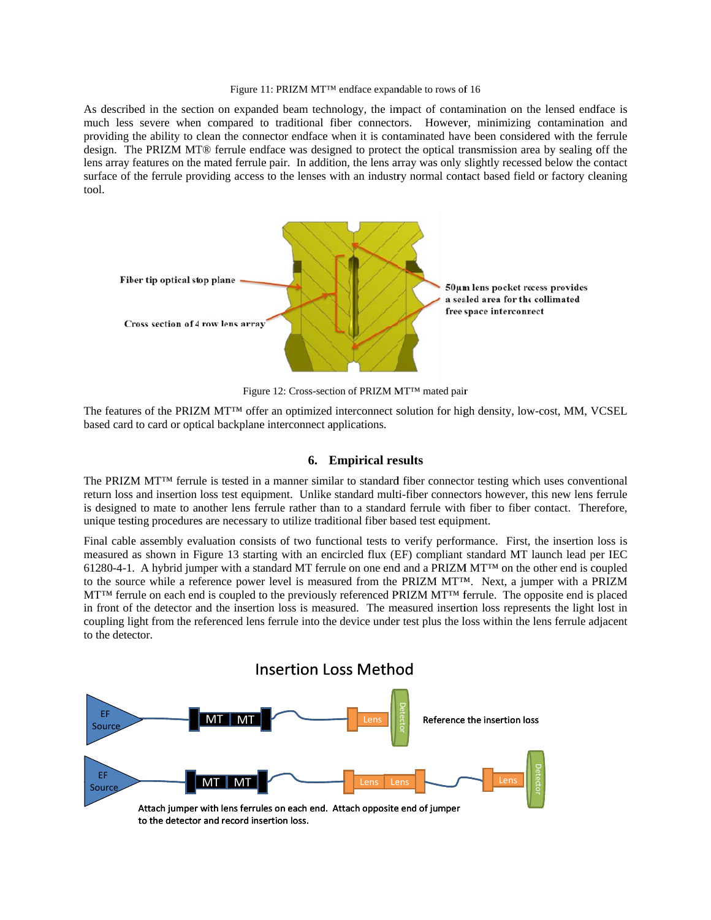Figure 11: PRIZM MT™ endface expandable to rows of 16

As described in the section on expanded beam technology, the impact of contamination on the lensed endface is much less severe when compared to traditional fiber connectors. However, minimizing contamination and providing the ability to clean the connector endface when it is contaminated have been considered with the ferrule design. The PRIZM MT® ferrule endface was designed to protect the optical transmission area by sealing off the lens array features on the mated ferrule pair. In addition, the lens array was only slightly recessed below the contact surface of the ferrule providing access to the lenses with an industry normal contact based field or factory cleaning tool.

Fiber tip optical stop plane

Cross section of 4 row lens array

50µm lens pocket recess provides a sealed area for the collimated free space interconnect

Figure 12: Cross-section of PRIZM MT™ mated pair

The features of the PRIZM MT™ offer an optimized interconnect solution for high density, low-cost, MM, VCSEL based card to card or optical backplane interconnect applications.

## 6. Empirical results

The PRIZM MT™ ferrule is tested in a manner similar to standard fiber connector testing which uses conventional return loss and insertion loss test equipment. Unlike standard multi-fiber connectors however, this new lens ferrule is designed to mate to another lens ferrule rather than to a standard ferrule with fiber to fiber contact. Therefore, unique testing procedures are necessary to utilize traditional fiber based test equipment.

Final cable assembly evaluation consists of two functional tests to verify performance. First, the insertion loss is measured as shown in Figure 13 starting with an encircled flux (EF) compliant standard MT launch lead per IEC 61280-4-1. A hybrid jumper with a standard MT ferrule on one end and a PRIZM MT™ on the other end is coupled to the source while a reference power level is measured from the PRIZM MT™. Next, a jumper with a PRIZM MT™ ferrule on each end is coupled to the previously referenced PRIZM MT™ ferrule. The opposite end is placed in front of the detector and the insertion loss is measured. The measured insertion loss represents the light lost in coupling light from the referenced lens ferrule into the device under test plus the loss within the lens ferrule adjacent to the detector.

Insertion Loss Method

EF Source — MT | MT — Lens — Detector — Reference the insertion loss

EF Source — MT | MT — Lens | Lens — Lens — Detector

Attach jumper with lens ferrules on each end. Attach opposite end of jumper to the detector and record insertion loss.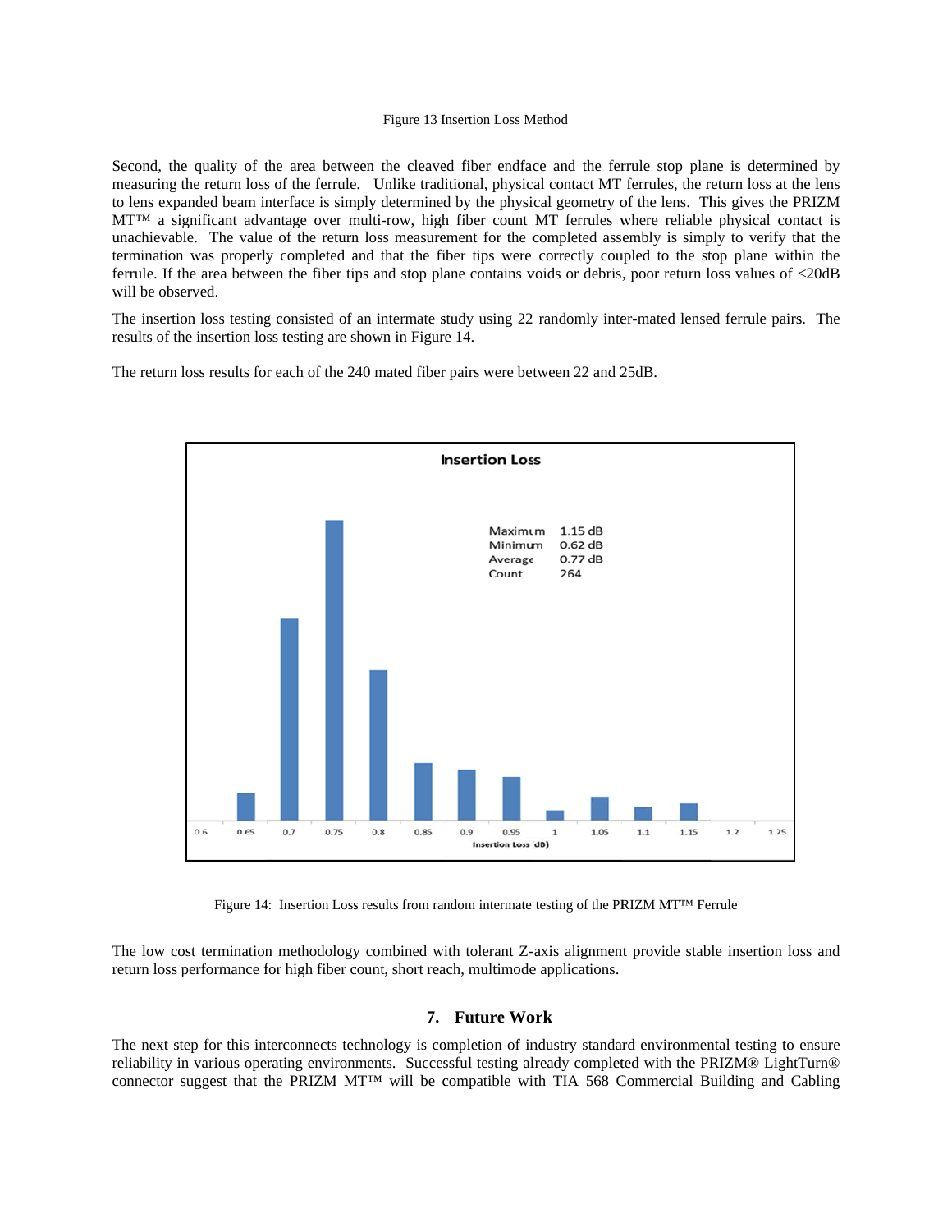Figure 13 Insertion Loss Method

Second, the quality of the area between the cleaved fiber endface and the ferrule stop plane is determined by measuring the return loss of the ferrule. Unlike traditional, physical contact MT ferrules, the return loss at the lens to lens expanded beam interface is simply determined by the physical geometry of the lens. This gives the PRIZM MT™ a significant advantage over multi-row, high fiber count MT ferrules where reliable physical contact is unachievable. The value of the return loss measurement for the completed assembly is simply to verify that the termination was properly completed and that the fiber tips were correctly coupled to the stop plane within the ferrule. If the area between the fiber tips and stop plane contains voids or debris, poor return loss values of <20dB will be observed.

The insertion loss testing consisted of an intermate study using 22 randomly inter-mated lensed ferrule pairs. The results of the insertion loss testing are shown in Figure 14.

The return loss results for each of the 240 mated fiber pairs were between 22 and 25dB.

Figure 14: Insertion Loss results from random intermate testing of the PRIZM MT™ Ferrule

The low cost termination methodology combined with tolerant Z-axis alignment provide stable insertion loss and return loss performance for high fiber count, short reach, multimode applications.

## 7. Future Work

The next step for this interconnects technology is completion of industry standard environmental testing to ensure reliability in various operating environments. Successful testing already completed with the PRIZM® LightTurn® connector suggest that the PRIZM MT™ will be compatible with TIA 568 Commercial Building and Cabling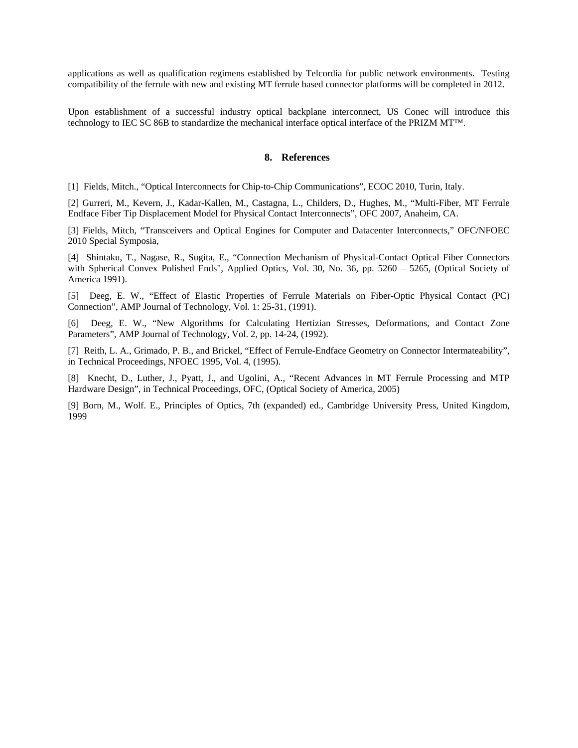applications as well as qualification regimens established by Telcordia for public network environments. Testing compatibility of the ferrule with new and existing MT ferrule based connector platforms will be completed in 2012.

Upon establishment of a successful industry optical backplane interconnect, US Conec will introduce this technology to IEC SC 86B to standardize the mechanical interface optical interface of the PRIZM MT™.

## 8. References

[1] Fields, Mitch., "Optical Interconnects for Chip-to-Chip Communications", ECOC 2010, Turin, Italy.

[2] Gurreri, M., Kevern, J., Kadar-Kallen, M., Castagna, L., Childers, D., Hughes, M., "Multi-Fiber, MT Ferrule Endface Fiber Tip Displacement Model for Physical Contact Interconnects", OFC 2007, Anaheim, CA.

[3] Fields, Mitch, "Transceivers and Optical Engines for Computer and Datacenter Interconnects," OFC/NFOEC 2010 Special Symposia,

[4] Shintaku, T., Nagase, R., Sugita, E., "Connection Mechanism of Physical-Contact Optical Fiber Connectors with Spherical Convex Polished Ends", Applied Optics, Vol. 30, No. 36, pp. 5260 – 5265, (Optical Society of America 1991).

[5] Deeg, E. W., "Effect of Elastic Properties of Ferrule Materials on Fiber-Optic Physical Contact (PC) Connection", AMP Journal of Technology, Vol. 1: 25-31, (1991).

[6] Deeg, E. W., "New Algorithms for Calculating Hertizian Stresses, Deformations, and Contact Zone Parameters", AMP Journal of Technology, Vol. 2, pp. 14-24, (1992).

[7] Reith, L. A., Grimado, P. B., and Brickel, "Effect of Ferrule-Endface Geometry on Connector Intermateability", in Technical Proceedings, NFOEC 1995, Vol. 4, (1995).

[8] Knecht, D., Luther, J., Pyatt, J., and Ugolini, A., "Recent Advances in MT Ferrule Processing and MTP Hardware Design", in Technical Proceedings, OFC, (Optical Society of America, 2005)

[9] Born, M., Wolf. E., Principles of Optics, 7th (expanded) ed., Cambridge University Press, United Kingdom, 1999